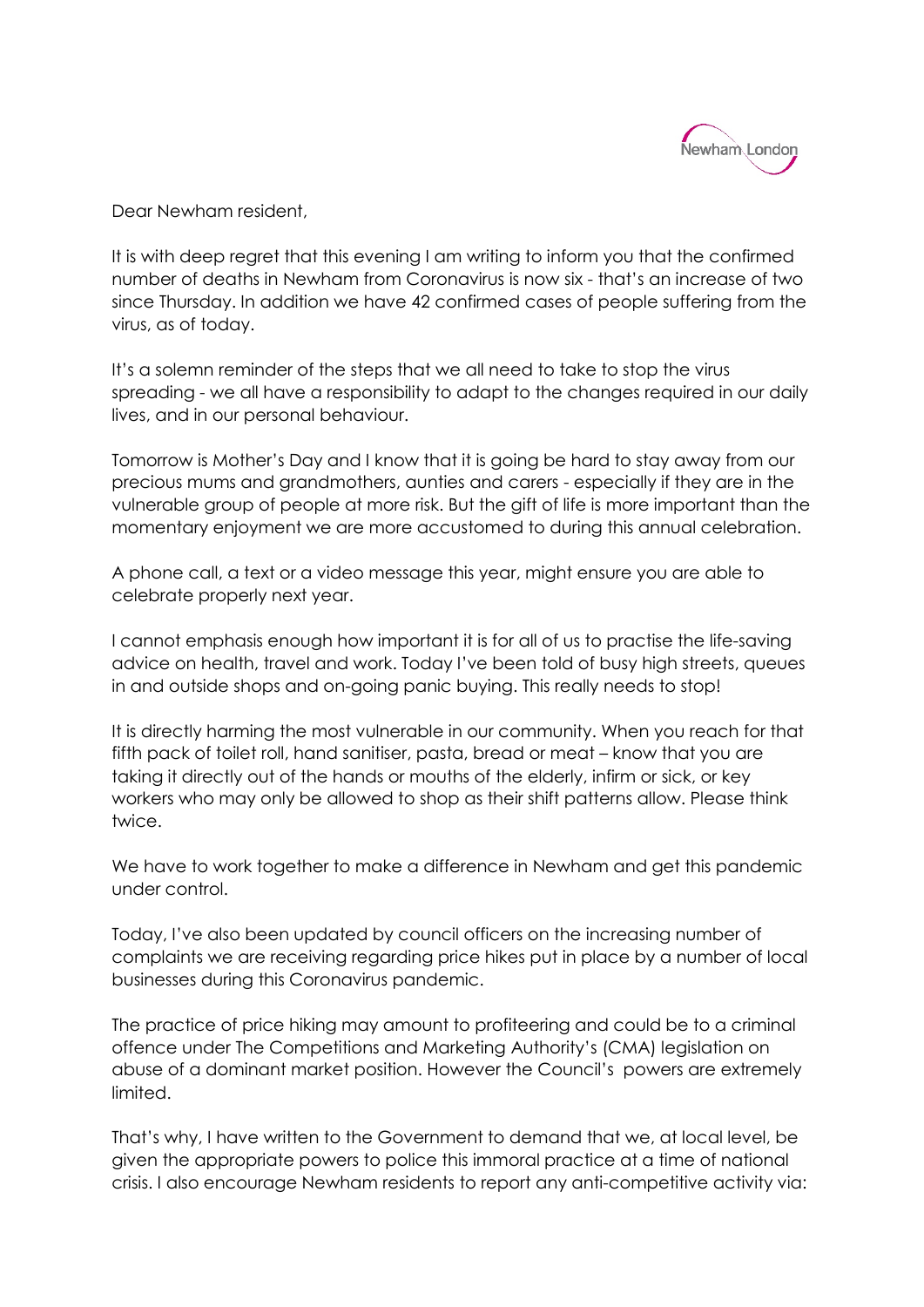Newham London

Dear Newham resident,

It is with deep regret that this evening I am writing to inform you that the confirmed number of deaths in Newham from Coronavirus is now six - that's an increase of two since Thursday. In addition we have 42 confirmed cases of people suffering from the virus, as of today.

It's a solemn reminder of the steps that we all need to take to stop the virus spreading - we all have a responsibility to adapt to the changes required in our daily lives, and in our personal behaviour.

Tomorrow is Mother's Day and I know that it is going be hard to stay away from our precious mums and grandmothers, aunties and carers - especially if they are in the vulnerable group of people at more risk. But the gift of life is more important than the momentary enjoyment we are more accustomed to during this annual celebration.

A phone call, a text or a video message this year, might ensure you are able to celebrate properly next year.

I cannot emphasis enough how important it is for all of us to practise the life-saving advice on health, travel and work. Today I've been told of busy high streets, queues in and outside shops and on-going panic buying. This really needs to stop!

It is directly harming the most vulnerable in our community. When you reach for that fifth pack of toilet roll, hand sanitiser, pasta, bread or meat – know that you are taking it directly out of the hands or mouths of the elderly, infirm or sick, or key workers who may only be allowed to shop as their shift patterns allow. Please think twice.

We have to work together to make a difference in Newham and get this pandemic under control.

Today, I've also been updated by council officers on the increasing number of complaints we are receiving regarding price hikes put in place by a number of local businesses during this Coronavirus pandemic.

The practice of price hiking may amount to profiteering and could be to a criminal offence under The Competitions and Marketing Authority's (CMA) legislation on abuse of a dominant market position. However the Council's powers are extremely limited.

That's why, I have written to the Government to demand that we, at local level, be given the appropriate powers to police this immoral practice at a time of national crisis. I also encourage Newham residents to report any anti-competitive activity via: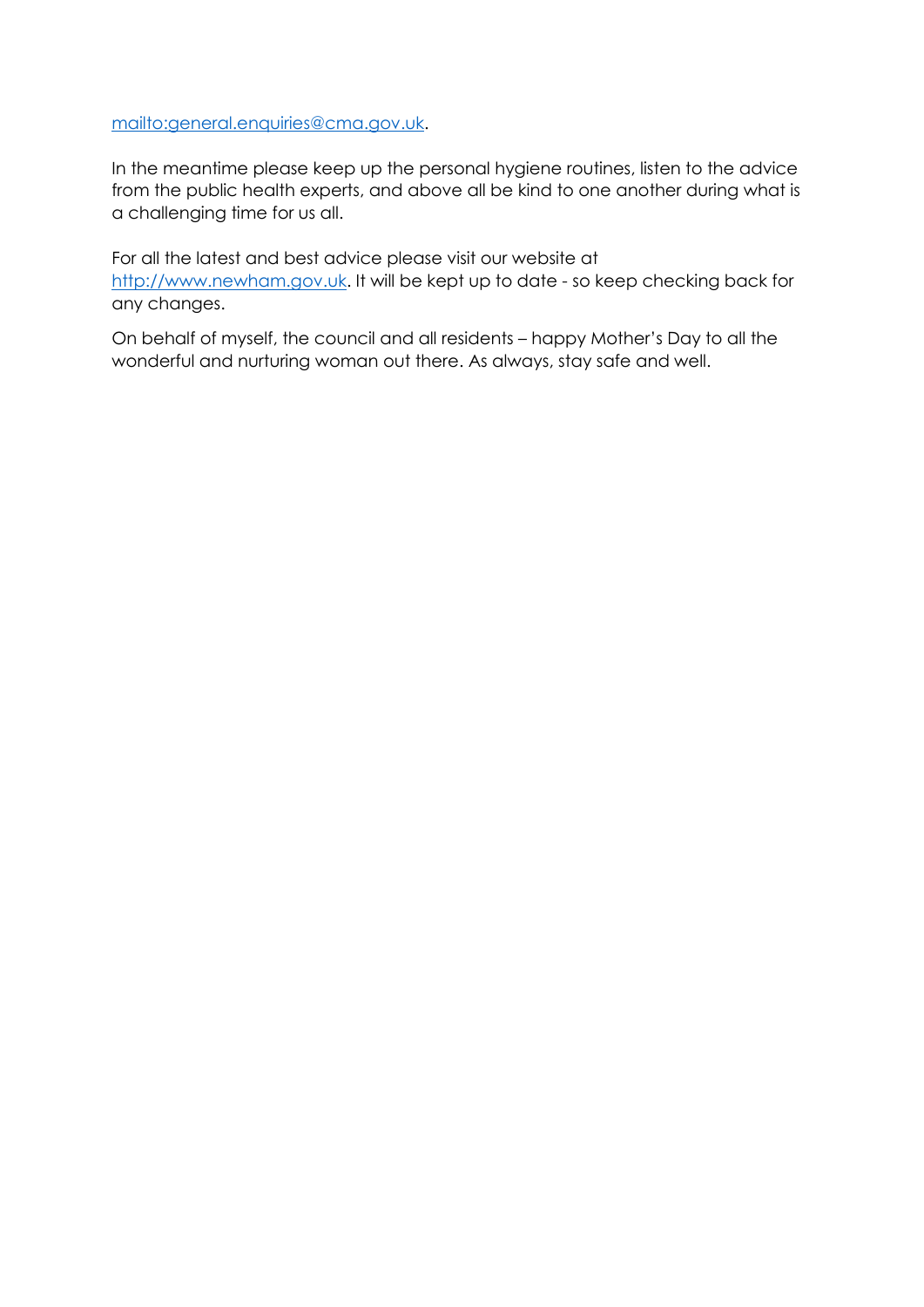[mailto:general.enquiries@cma.gov.uk](mailto:general.enquiries@cma.gov.uk).

In the meantime please keep up the personal hygiene routines, listen to the advice from the public health experts, and above all be kind to one another during what is a challenging time for us all.

For all the latest and best advice please visit our website at [http://www.newham.gov.uk](http://www.newham.gov.uk). It will be kept up to date - so keep checking back for any changes.

On behalf of myself, the council and all residents – happy Mother's Day to all the wonderful and nurturing woman out there. As always, stay safe and well.